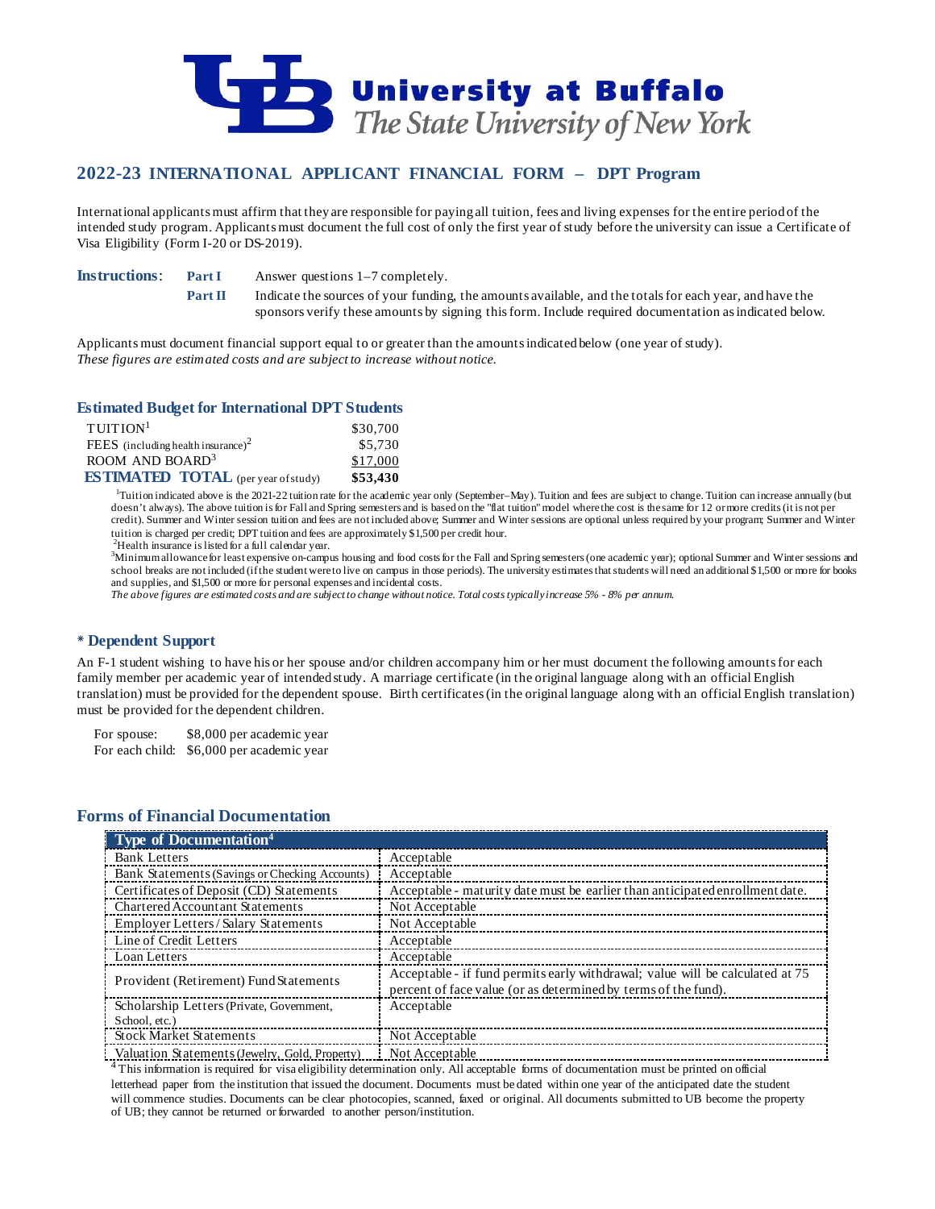# University at Buffalo
*The State University of New York*

## 2022-23 INTERNATIONAL APPLICANT FINANCIAL FORM – DPT Program

International applicants must affirm that they are responsible for paying all tuition, fees and living expenses for the entire period of the intended study program. Applicants must document the full cost of only the first year of study before the university can issue a Certificate of Visa Eligibility (Form I-20 or DS-2019).

**Instructions**:
- **Part I** Answer questions 1–7 completely.
- **Part II** Indicate the sources of your funding, the amounts available, and the totals for each year, and have the sponsors verify these amounts by signing this form. Include required documentation as indicated below.

Applicants must document financial support equal to or greater than the amounts indicated below (one year of study).
*These figures are estimated costs and are subject to increase without notice.*

### Estimated Budget for International DPT Students

| | |
|---|---|
| TUITION[1] | $30,700 |
| FEES (including health insurance)[2] | $5,730 |
| ROOM AND BOARD[3] | $17,000 |
| **ESTIMATED TOTAL** (per year of study) | **$53,430** |

[1]Tuition indicated above is the 2021-22 tuition rate for the academic year only (September–May). Tuition and fees are subject to change. Tuition can increase annually (but doesn't always). The above tuition is for Fall and Spring semesters and is based on the "flat tuition" model where the cost is the same for 12 or more credits (it is not per credit). Summer and Winter session tuition and fees are not included above; Summer and Winter sessions are optional unless required by your program; Summer and Winter tuition is charged per credit; DPT tuition and fees are approximately $1,500 per credit hour.

[2]Health insurance is listed for a full calendar year.

[3]Minimum allowance for least expensive on-campus housing and food costs for the Fall and Spring semesters (one academic year); optional Summer and Winter sessions and school breaks are not included (if the student were to live on campus in those periods). The university estimates that students will need an additional $1,500 or more for books and supplies, and $1,500 or more for personal expenses and incidental costs.

*The above figures are estimated costs and are subject to change without notice. Total costs typically increase 5% - 8% per annum.*

### * Dependent Support

An F-1 student wishing to have his or her spouse and/or children accompany him or her must document the following amounts for each family member per academic year of intended study. A marriage certificate (in the original language along with an official English translation) must be provided for the dependent spouse. Birth certificates (in the original language along with an official English translation) must be provided for the dependent children.

For spouse: $8,000 per academic year
For each child: $6,000 per academic year

### Forms of Financial Documentation

| Type of Documentation[4] | |
|---|---|
| Bank Letters | Acceptable |
| Bank Statements (Savings or Checking Accounts) | Acceptable |
| Certificates of Deposit (CD) Statements | Acceptable - maturity date must be earlier than anticipated enrollment date. |
| Chartered Accountant Statements | Not Acceptable |
| Employer Letters / Salary Statements | Not Acceptable |
| Line of Credit Letters | Acceptable |
| Loan Letters | Acceptable |
| Provident (Retirement) Fund Statements | Acceptable - if fund permits early withdrawal; value will be calculated at 75 percent of face value (or as determined by terms of the fund). |
| Scholarship Letters (Private, Government, School, etc.) | Acceptable |
| Stock Market Statements | Not Acceptable |
| Valuation Statements (Jewelry, Gold, Property) | Not Acceptable |

[4] This information is required for visa eligibility determination only. All acceptable forms of documentation must be printed on official letterhead paper from the institution that issued the document. Documents must be dated within one year of the anticipated date the student will commence studies. Documents can be clear photocopies, scanned, faxed or original. All documents submitted to UB become the property of UB; they cannot be returned or forwarded to another person/institution.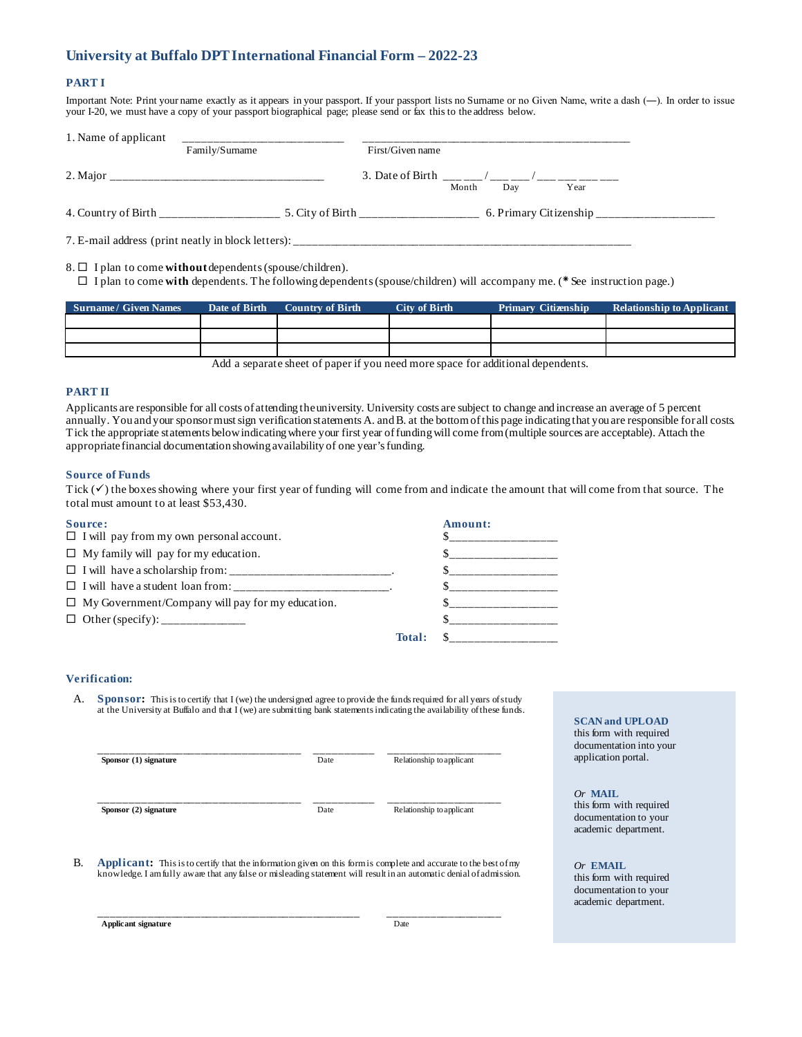## University at Buffalo DPT International Financial Form – 2022-23

### PART I

Important Note: Print your name exactly as it appears in your passport. If your passport lists no Surname or no Given Name, write a dash (—). In order to issue your I-20, we must have a copy of your passport biographical page; please send or fax this to the address below.

1. Name of applicant ___________________________ ____________________________________________
   Family/Surname First/Given name

2. Major ____________________________________ 3. Date of Birth ___ ___ / ___ ___ / ___ ___ ___ ___
   Month Day Year

4. Country of Birth ____________________ 5. City of Birth ____________________ 6. Primary Citizenship ____________________

7. E-mail address (print neatly in block letters): ____________________________________________________________

8. ☐ I plan to come **without** dependents (spouse/children).
   ☐ I plan to come **with** dependents. The following dependents (spouse/children) will accompany me. (* See instruction page.)

| Surname / Given Names | Date of Birth | Country of Birth | City of Birth | Primary Citizenship | Relationship to Applicant |
|---|---|---|---|---|---|
| | | | | | |
| | | | | | |
| | | | | | |

Add a separate sheet of paper if you need more space for additional dependents.

### PART II

Applicants are responsible for all costs of attending the university. University costs are subject to change and increase an average of 5 percent annually. You and your sponsor must sign verification statements A. and B. at the bottom of this page indicating that you are responsible for all costs. Tick the appropriate statements below indicating where your first year of funding will come from (multiple sources are acceptable). Attach the appropriate financial documentation showing availability of one year's funding.

#### Source of Funds

Tick (✓) the boxes showing where your first year of funding will come from and indicate the amount that will come from that source. The total must amount to at least $53,430.

| Source: | Amount: |
|---|---|
| ☐ I will pay from my own personal account. | $__________________ |
| ☐ My family will pay for my education. | $__________________ |
| ☐ I will have a scholarship from: ___________________________. | $__________________ |
| ☐ I will have a student loan from: __________________________. | $__________________ |
| ☐ My Government/Company will pay for my education. | $__________________ |
| ☐ Other (specify): ______________ | $__________________ |
| **Total:** | $__________________ |

#### Verification:

A. **Sponsor:** This is to certify that I (we) the undersigned agree to provide the funds required for all years of study at the University at Buffalo and that I (we) are submitting bank statements indicating the availability of these funds.

______________________________________ ___________ _____________________
**Sponsor (1) signature** Date Relationship to applicant

______________________________________ ___________ _____________________
**Sponsor (2) signature** Date Relationship to applicant

B. **Applicant:** This is to certify that the information given on this form is complete and accurate to the best of my knowledge. I am fully aware that any false or misleading statement will result in an automatic denial of admission.

_________________________________________________ _____________________
**Applicant signature** Date

**SCAN and UPLOAD** this form with required documentation into your application portal.

*Or* **MAIL** this form with required documentation to your academic department.

*Or* **EMAIL** this form with required documentation to your academic department.